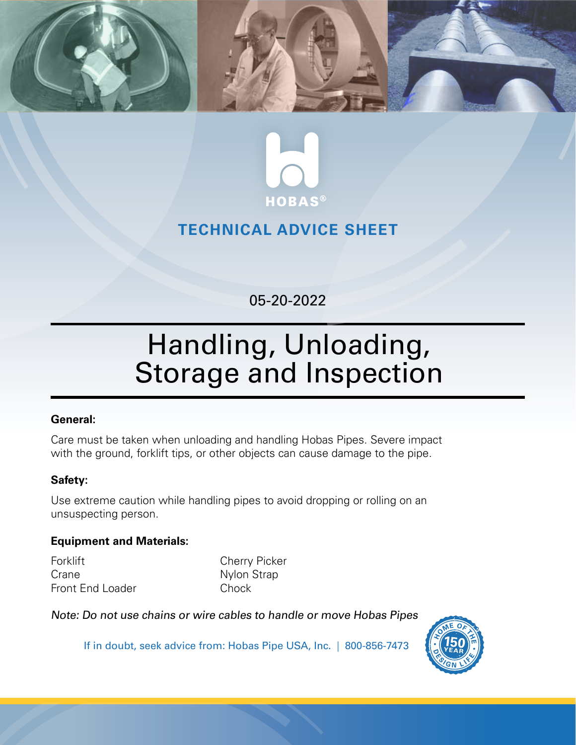HOBAS®

TECHNICAL ADVICE SHEET

05-20-2022

# Handling, Unloading, Storage and Inspection

**General:**

Care must be taken when unloading and handling Hobas Pipes. Severe impact with the ground, forklift tips, or other objects can cause damage to the pipe.

**Safety:**

Use extreme caution while handling pipes to avoid dropping or rolling on an unsuspecting person.

**Equipment and Materials:**

Forklift
Crane
Front End Loader
Cherry Picker
Nylon Strap
Chock

*Note: Do not use chains or wire cables to handle or move Hobas Pipes*

If in doubt, seek advice from: Hobas Pipe USA, Inc. | 800-856-7473

HOME OF THE 150 YEAR DESIGN LIFE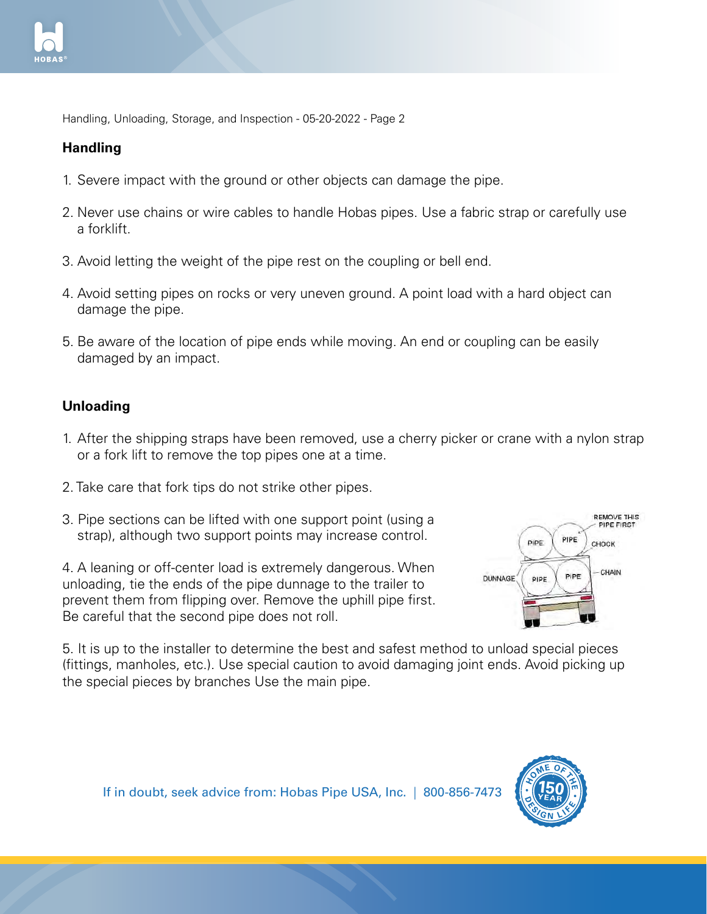## Handling

1. Severe impact with the ground or other objects can damage the pipe.
2. Never use chains or wire cables to handle Hobas pipes. Use a fabric strap or carefully use a forklift.
3. Avoid letting the weight of the pipe rest on the coupling or bell end.
4. Avoid setting pipes on rocks or very uneven ground. A point load with a hard object can damage the pipe.
5. Be aware of the location of pipe ends while moving. An end or coupling can be easily damaged by an impact.

## Unloading

1. After the shipping straps have been removed, use a cherry picker or crane with a nylon strap or a fork lift to remove the top pipes one at a time.
2. Take care that fork tips do not strike other pipes.
3. Pipe sections can be lifted with one support point (using a strap), although two support points may increase control.
4. A leaning or off-center load is extremely dangerous. When unloading, tie the ends of the pipe dunnage to the trailer to prevent them from flipping over. Remove the uphill pipe first. Be careful that the second pipe does not roll.
5. It is up to the installer to determine the best and safest method to unload special pieces (fittings, manholes, etc.). Use special caution to avoid damaging joint ends. Avoid picking up the special pieces by branches Use the main pipe.

If in doubt, seek advice from: Hobas Pipe USA, Inc. | 800-856-7473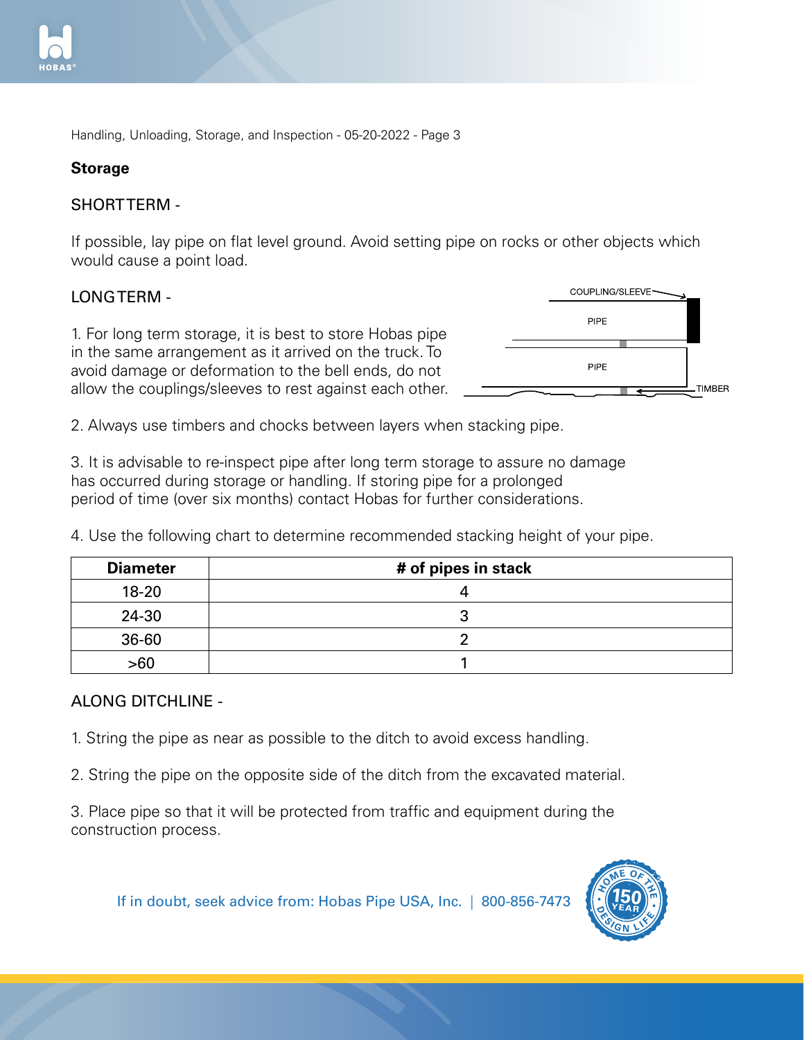Handling, Unloading, Storage, and Inspection - 05-20-2022 - Page 3

## Storage

### SHORTTERM -

If possible, lay pipe on flat level ground. Avoid setting pipe on rocks or other objects which would cause a point load.

### LONGTERM -

1. For long term storage, it is best to store Hobas pipe in the same arrangement as it arrived on the truck. To avoid damage or deformation to the bell ends, do not allow the couplings/sleeves to rest against each other.

COUPLING/SLEEVE

PIPE

PIPE

TIMBER

2. Always use timbers and chocks between layers when stacking pipe.

3. It is advisable to re-inspect pipe after long term storage to assure no damage has occurred during storage or handling. If storing pipe for a prolonged period of time (over six months) contact Hobas for further considerations.

4. Use the following chart to determine recommended stacking height of your pipe.

| Diameter | # of pipes in stack |
|---|---|
| 18-20 | 4 |
| 24-30 | 3 |
| 36-60 | 2 |
| >60 | 1 |

### ALONG DITCHLINE -

1. String the pipe as near as possible to the ditch to avoid excess handling.

2. String the pipe on the opposite side of the ditch from the excavated material.

3. Place pipe so that it will be protected from traffic and equipment during the construction process.

If in doubt, seek advice from: Hobas Pipe USA, Inc. | 800-856-7473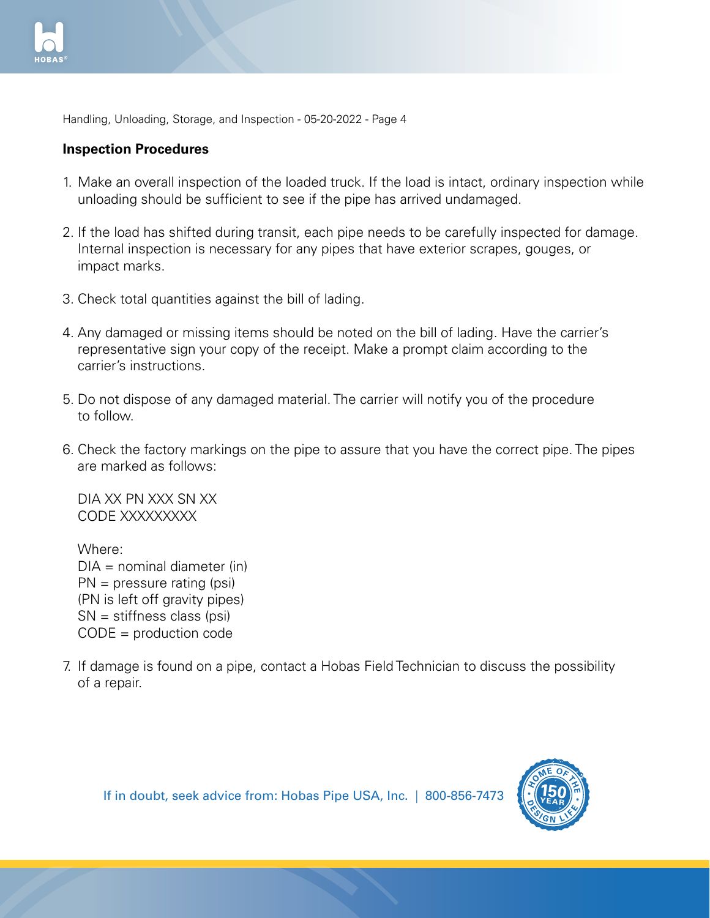## Inspection Procedures

1. Make an overall inspection of the loaded truck. If the load is intact, ordinary inspection while unloading should be sufficient to see if the pipe has arrived undamaged.

2. If the load has shifted during transit, each pipe needs to be carefully inspected for damage. Internal inspection is necessary for any pipes that have exterior scrapes, gouges, or impact marks.

3. Check total quantities against the bill of lading.

4. Any damaged or missing items should be noted on the bill of lading. Have the carrier's representative sign your copy of the receipt. Make a prompt claim according to the carrier's instructions.

5. Do not dispose of any damaged material. The carrier will notify you of the procedure to follow.

6. Check the factory markings on the pipe to assure that you have the correct pipe. The pipes are marked as follows:

   DIA XX PN XXX SN XX
   CODE XXXXXXXXX

   Where:
   DIA = nominal diameter (in)
   PN = pressure rating (psi)
   (PN is left off gravity pipes)
   SN = stiffness class (psi)
   CODE = production code

7. If damage is found on a pipe, contact a Hobas Field Technician to discuss the possibility of a repair.

If in doubt, seek advice from: Hobas Pipe USA, Inc. | 800-856-7473